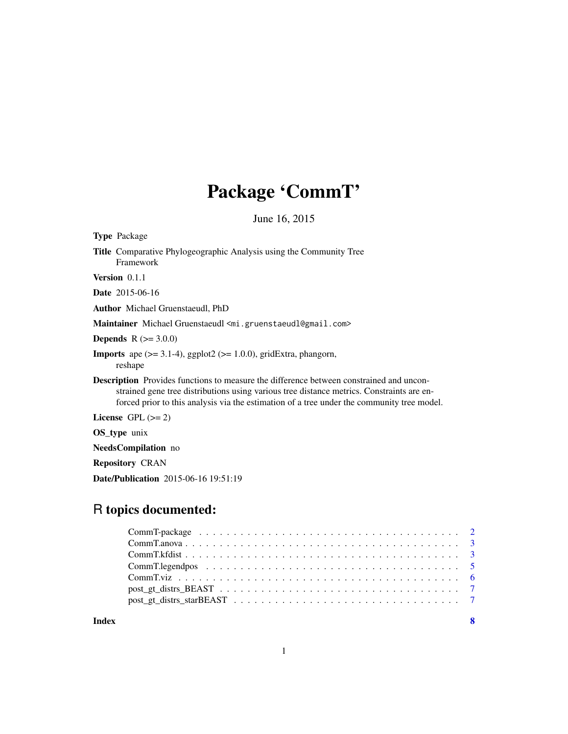# Package 'CommT'

June 16, 2015

**Type** Package

**Title** Comparative Phylogeographic Analysis using the Community Tree Framework

**Version** 0.1.1

**Date** 2015-06-16

**Author** Michael Gruenstaeudl, PhD

**Maintainer** Michael Gruenstaeudl <mi.gruenstaeudl@gmail.com>

**Depends** R (>= 3.0.0)

**Imports** ape (>= 3.1-4), ggplot2 (>= 1.0.0), gridExtra, phangorn, reshape

**Description** Provides functions to measure the difference between constrained and unconstrained gene tree distributions using various tree distance metrics. Constraints are enforced prior to this analysis via the estimation of a tree under the community tree model.

**License** GPL (>= 2)

**OS_type** unix

**NeedsCompilation** no

**Repository** CRAN

**Date/Publication** 2015-06-16 19:51:19

## R topics documented:

- CommT-package . . . . . . . . . . . . . . . . . . . . . . . . . . . . . . . . . . . . . . 2
- CommT.anova . . . . . . . . . . . . . . . . . . . . . . . . . . . . . . . . . . . . . . . 3
- CommT.kfdist . . . . . . . . . . . . . . . . . . . . . . . . . . . . . . . . . . . . . . . 3
- CommT.legendpos . . . . . . . . . . . . . . . . . . . . . . . . . . . . . . . . . . . . . 5
- CommT.viz . . . . . . . . . . . . . . . . . . . . . . . . . . . . . . . . . . . . . . . . 6
- post_gt_distrs_BEAST . . . . . . . . . . . . . . . . . . . . . . . . . . . . . . . . . . 7
- post_gt_distrs_starBEAST . . . . . . . . . . . . . . . . . . . . . . . . . . . . . . . . 7

**Index** 8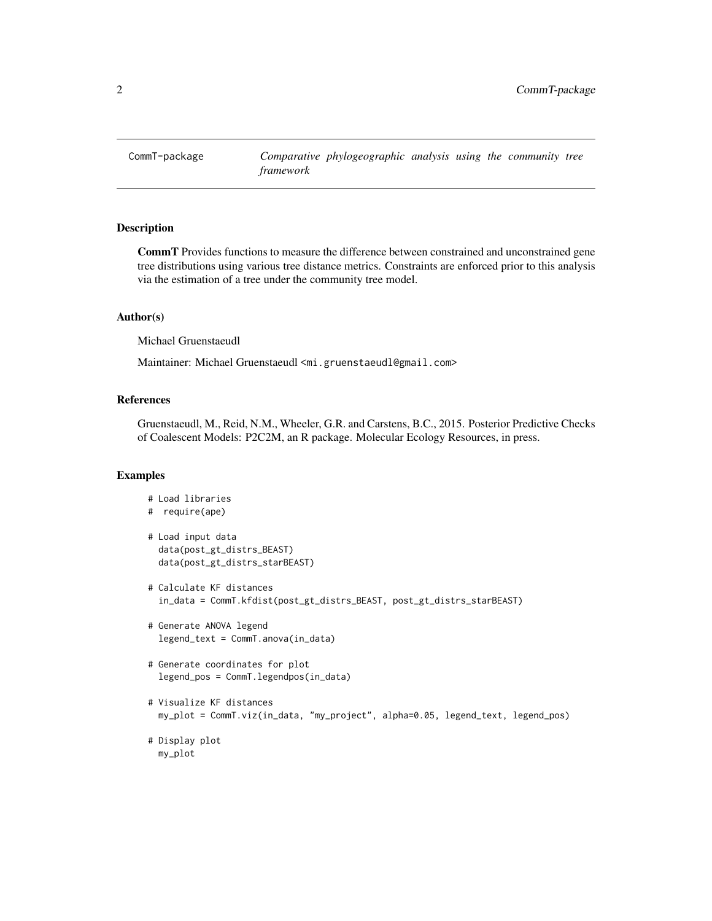CommT-package    *Comparative phylogeographic analysis using the community tree framework*

### Description

**CommT** Provides functions to measure the difference between constrained and unconstrained gene tree distributions using various tree distance metrics. Constraints are enforced prior to this analysis via the estimation of a tree under the community tree model.

### Author(s)

Michael Gruenstaeudl

Maintainer: Michael Gruenstaeudl <mi.gruenstaeudl@gmail.com>

### References

Gruenstaeudl, M., Reid, N.M., Wheeler, G.R. and Carstens, B.C., 2015. Posterior Predictive Checks of Coalescent Models: P2C2M, an R package. Molecular Ecology Resources, in press.

### Examples

```
# Load libraries
#  require(ape)

# Load input data
  data(post_gt_distrs_BEAST)
  data(post_gt_distrs_starBEAST)

# Calculate KF distances
  in_data = CommT.kfdist(post_gt_distrs_BEAST, post_gt_distrs_starBEAST)

# Generate ANOVA legend
  legend_text = CommT.anova(in_data)

# Generate coordinates for plot
  legend_pos = CommT.legendpos(in_data)

# Visualize KF distances
  my_plot = CommT.viz(in_data, "my_project", alpha=0.05, legend_text, legend_pos)

# Display plot
  my_plot
```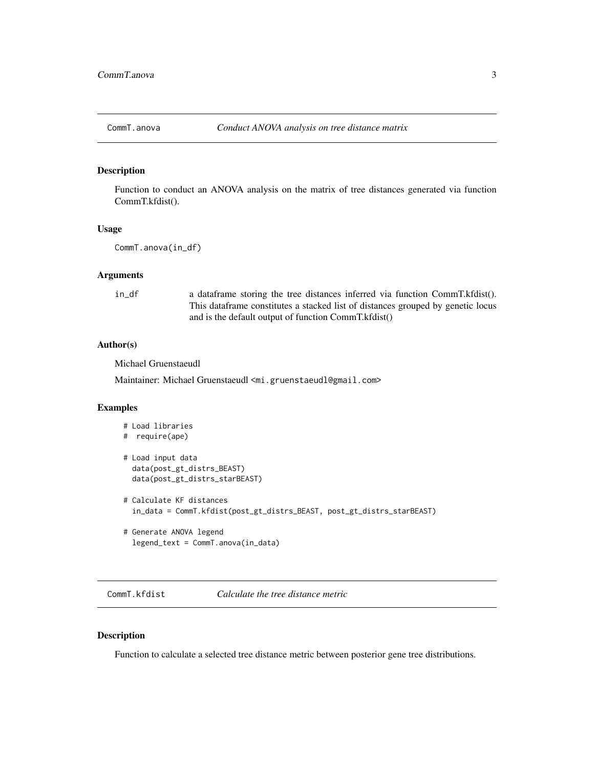## CommT.anova — *Conduct ANOVA analysis on tree distance matrix*

### Description

Function to conduct an ANOVA analysis on the matrix of tree distances generated via function CommT.kfdist().

### Usage

```
CommT.anova(in_df)
```

### Arguments

| | |
|---|---|
| in_df | a dataframe storing the tree distances inferred via function CommT.kfdist(). This dataframe constitutes a stacked list of distances grouped by genetic locus and is the default output of function CommT.kfdist() |

### Author(s)

Michael Gruenstaeudl

Maintainer: Michael Gruenstaeudl <mi.gruenstaeudl@gmail.com>

### Examples

```
# Load libraries
#  require(ape)

# Load input data
  data(post_gt_distrs_BEAST)
  data(post_gt_distrs_starBEAST)

# Calculate KF distances
  in_data = CommT.kfdist(post_gt_distrs_BEAST, post_gt_distrs_starBEAST)

# Generate ANOVA legend
  legend_text = CommT.anova(in_data)
```

## CommT.kfdist — *Calculate the tree distance metric*

### Description

Function to calculate a selected tree distance metric between posterior gene tree distributions.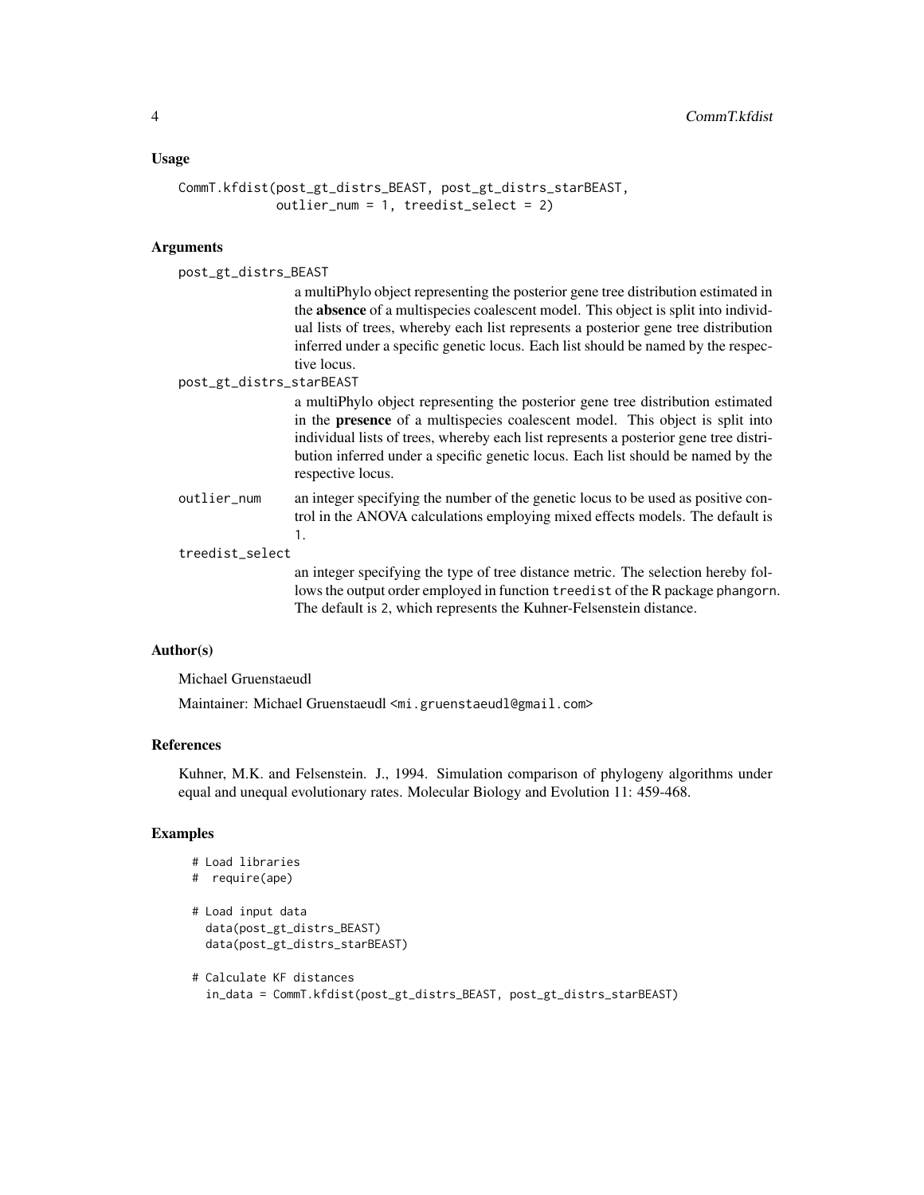## Usage

```
CommT.kfdist(post_gt_distrs_BEAST, post_gt_distrs_starBEAST,
             outlier_num = 1, treedist_select = 2)
```

## Arguments

`post_gt_distrs_BEAST`
: a multiPhylo object representing the posterior gene tree distribution estimated in the **absence** of a multispecies coalescent model. This object is split into individual lists of trees, whereby each list represents a posterior gene tree distribution inferred under a specific genetic locus. Each list should be named by the respective locus.

`post_gt_distrs_starBEAST`
: a multiPhylo object representing the posterior gene tree distribution estimated in the **presence** of a multispecies coalescent model. This object is split into individual lists of trees, whereby each list represents a posterior gene tree distribution inferred under a specific genetic locus. Each list should be named by the respective locus.

`outlier_num`
: an integer specifying the number of the genetic locus to be used as positive control in the ANOVA calculations employing mixed effects models. The default is `1`.

`treedist_select`
: an integer specifying the type of tree distance metric. The selection hereby follows the output order employed in function `treedist` of the R package `phangorn`. The default is `2`, which represents the Kuhner-Felsenstein distance.

## Author(s)

Michael Gruenstaeudl

Maintainer: Michael Gruenstaeudl <mi.gruenstaeudl@gmail.com>

## References

Kuhner, M.K. and Felsenstein. J., 1994. Simulation comparison of phylogeny algorithms under equal and unequal evolutionary rates. Molecular Biology and Evolution 11: 459-468.

## Examples

```
# Load libraries
#  require(ape)

# Load input data
  data(post_gt_distrs_BEAST)
  data(post_gt_distrs_starBEAST)

# Calculate KF distances
  in_data = CommT.kfdist(post_gt_distrs_BEAST, post_gt_distrs_starBEAST)
```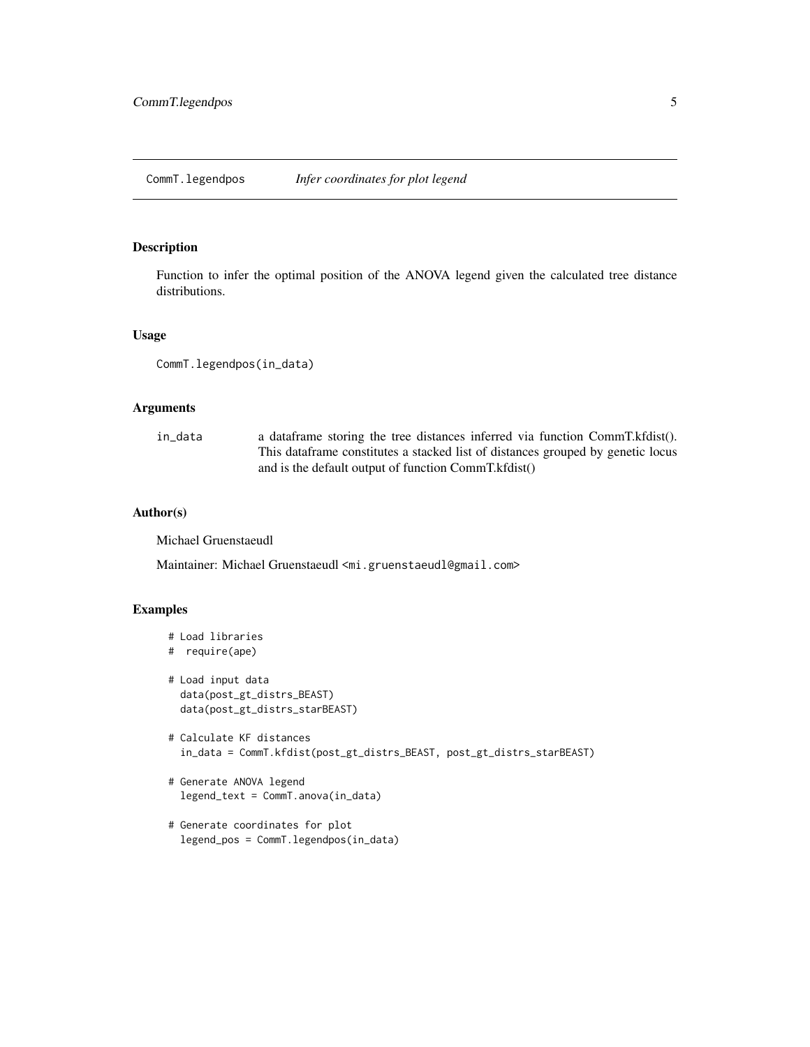CommT.legendpos *Infer coordinates for plot legend*

### Description

Function to infer the optimal position of the ANOVA legend given the calculated tree distance distributions.

### Usage

```
CommT.legendpos(in_data)
```

### Arguments

| | |
|---|---|
| `in_data` | a dataframe storing the tree distances inferred via function CommT.kfdist(). This dataframe constitutes a stacked list of distances grouped by genetic locus and is the default output of function CommT.kfdist() |

### Author(s)

Michael Gruenstaeudl

Maintainer: Michael Gruenstaeudl <mi.gruenstaeudl@gmail.com>

### Examples

```
# Load libraries
#  require(ape)

# Load input data
  data(post_gt_distrs_BEAST)
  data(post_gt_distrs_starBEAST)

# Calculate KF distances
  in_data = CommT.kfdist(post_gt_distrs_BEAST, post_gt_distrs_starBEAST)

# Generate ANOVA legend
  legend_text = CommT.anova(in_data)

# Generate coordinates for plot
  legend_pos = CommT.legendpos(in_data)
```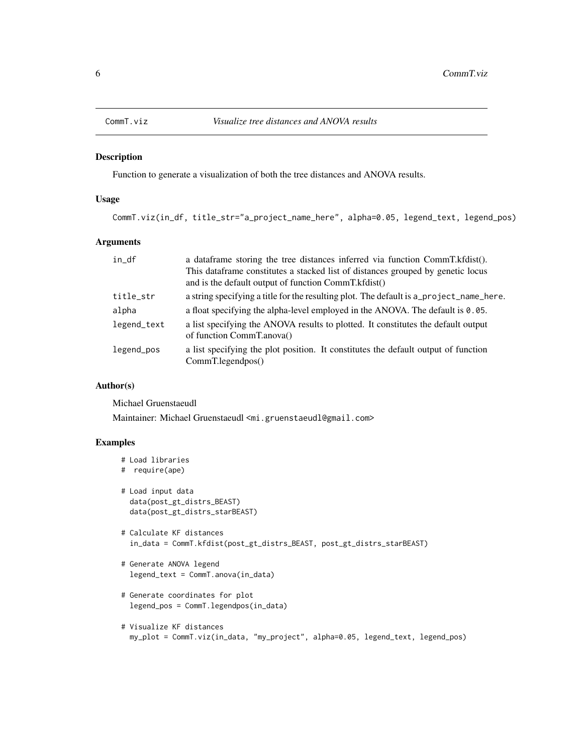## CommT.viz — *Visualize tree distances and ANOVA results*

### Description

Function to generate a visualization of both the tree distances and ANOVA results.

### Usage

```
CommT.viz(in_df, title_str="a_project_name_here", alpha=0.05, legend_text, legend_pos)
```

### Arguments

| Argument | Description |
|---|---|
| `in_df` | a dataframe storing the tree distances inferred via function CommT.kfdist(). This dataframe constitutes a stacked list of distances grouped by genetic locus and is the default output of function CommT.kfdist() |
| `title_str` | a string specifying a title for the resulting plot. The default is `a_project_name_here`. |
| `alpha` | a float specifying the alpha-level employed in the ANOVA. The default is `0.05`. |
| `legend_text` | a list specifying the ANOVA results to plotted. It constitutes the default output of function CommT.anova() |
| `legend_pos` | a list specifying the plot position. It constitutes the default output of function CommT.legendpos() |

### Author(s)

Michael Gruenstaeudl

Maintainer: Michael Gruenstaeudl <mi.gruenstaeudl@gmail.com>

### Examples

```
# Load libraries
#  require(ape)

# Load input data
  data(post_gt_distrs_BEAST)
  data(post_gt_distrs_starBEAST)

# Calculate KF distances
  in_data = CommT.kfdist(post_gt_distrs_BEAST, post_gt_distrs_starBEAST)

# Generate ANOVA legend
  legend_text = CommT.anova(in_data)

# Generate coordinates for plot
  legend_pos = CommT.legendpos(in_data)

# Visualize KF distances
  my_plot = CommT.viz(in_data, "my_project", alpha=0.05, legend_text, legend_pos)
```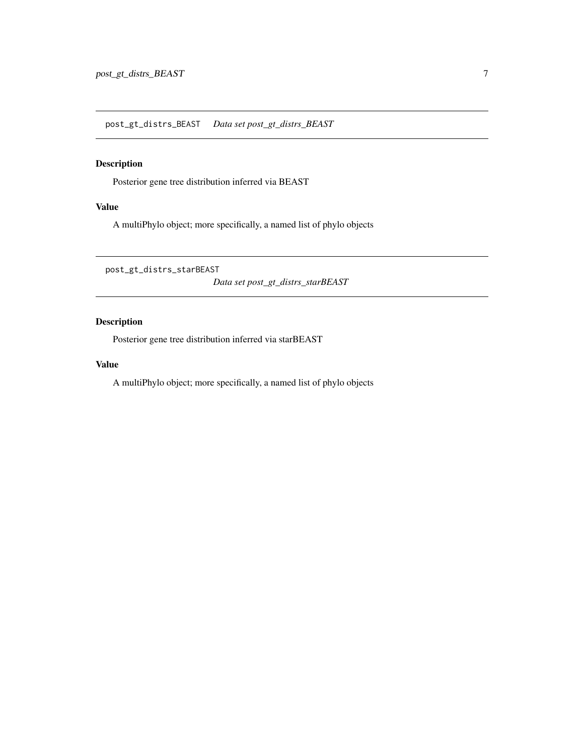## post_gt_distrs_BEAST *Data set post_gt_distrs_BEAST*

### Description

Posterior gene tree distribution inferred via BEAST

### Value

A multiPhylo object; more specifically, a named list of phylo objects

## post_gt_distrs_starBEAST *Data set post_gt_distrs_starBEAST*

### Description

Posterior gene tree distribution inferred via starBEAST

### Value

A multiPhylo object; more specifically, a named list of phylo objects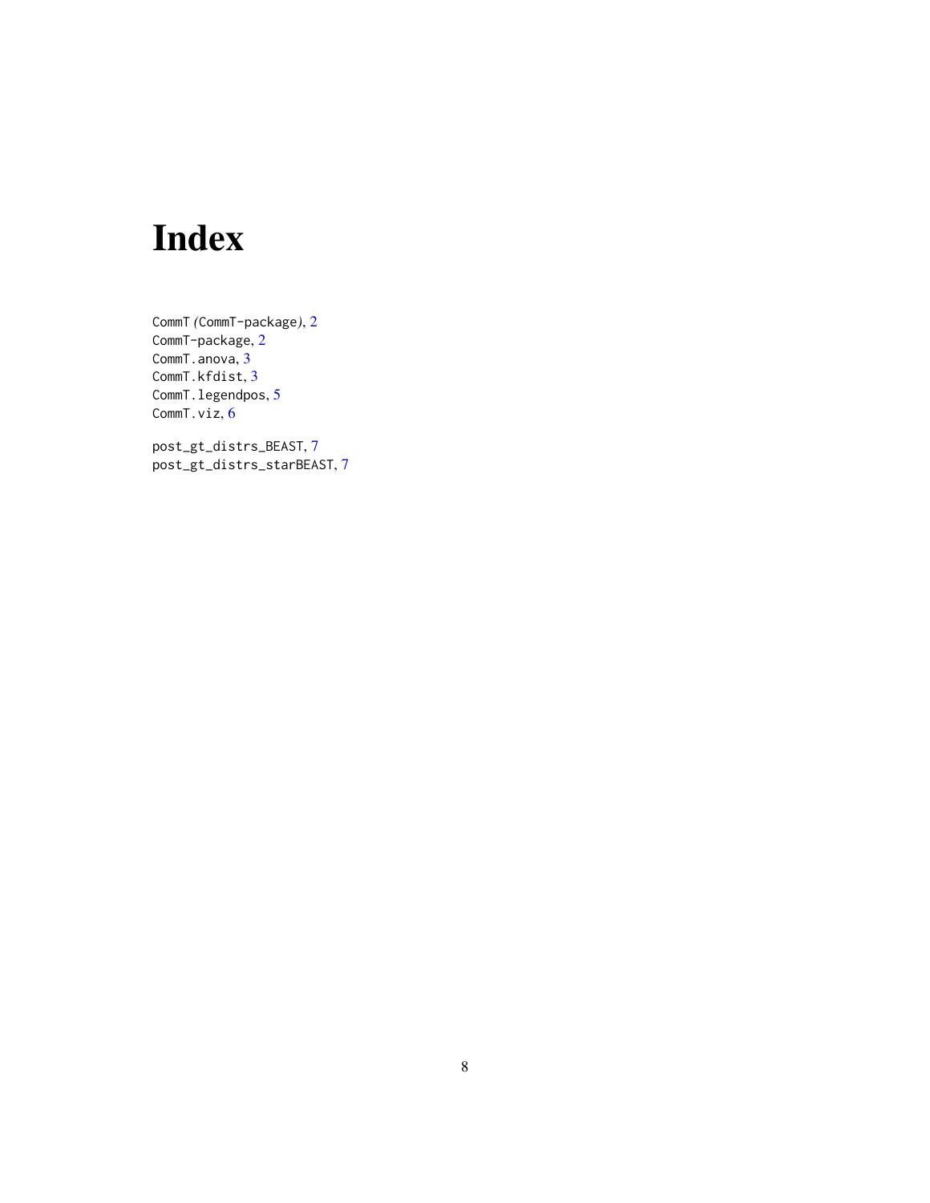# Index

CommT (CommT-package), 2
CommT-package, 2
CommT.anova, 3
CommT.kfdist, 3
CommT.legendpos, 5
CommT.viz, 6

post_gt_distrs_BEAST, 7
post_gt_distrs_starBEAST, 7